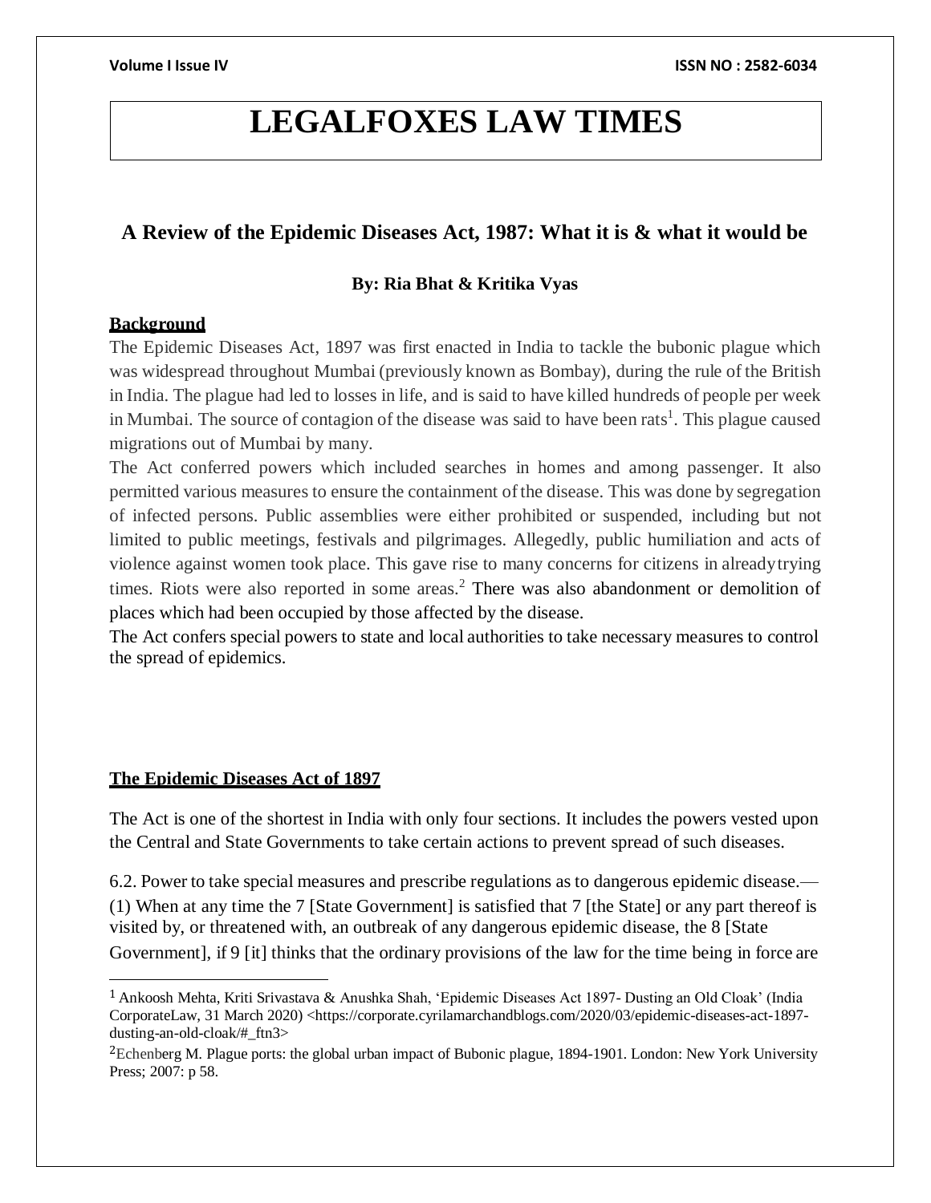# LEGALFOXES LAW TIMES

## A Review of the Epidemic Diseases Act, 1987: What it is & what it would be

**By: Ria Bhat & Kritika Vyas**

### Background

The Epidemic Diseases Act, 1897 was first enacted in India to tackle the bubonic plague which was widespread throughout Mumbai (previously known as Bombay), during the rule of the British in India. The plague had led to losses in life, and is said to have killed hundreds of people per week in Mumbai. The source of contagion of the disease was said to have been rats[1]. This plague caused migrations out of Mumbai by many.

The Act conferred powers which included searches in homes and among passenger. It also permitted various measures to ensure the containment of the disease. This was done by segregation of infected persons. Public assemblies were either prohibited or suspended, including but not limited to public meetings, festivals and pilgrimages. Allegedly, public humiliation and acts of violence against women took place. This gave rise to many concerns for citizens in already trying times. Riots were also reported in some areas.[2] There was also abandonment or demolition of places which had been occupied by those affected by the disease.

The Act confers special powers to state and local authorities to take necessary measures to control the spread of epidemics.

### The Epidemic Diseases Act of 1897

The Act is one of the shortest in India with only four sections. It includes the powers vested upon the Central and State Governments to take certain actions to prevent spread of such diseases.

6.2. Power to take special measures and prescribe regulations as to dangerous epidemic disease.—(1) When at any time the 7 [State Government] is satisfied that 7 [the State] or any part thereof is visited by, or threatened with, an outbreak of any dangerous epidemic disease, the 8 [State Government], if 9 [it] thinks that the ordinary provisions of the law for the time being in force are

---

[1] Ankoosh Mehta, Kriti Srivastava & Anushka Shah, 'Epidemic Diseases Act 1897- Dusting an Old Cloak' (India CorporateLaw, 31 March 2020) <https://corporate.cyrilamarchandblogs.com/2020/03/epidemic-diseases-act-1897-dusting-an-old-cloak/#_ftn3>

[2] Echenberg M. Plague ports: the global urban impact of Bubonic plague, 1894-1901. London: New York University Press; 2007: p 58.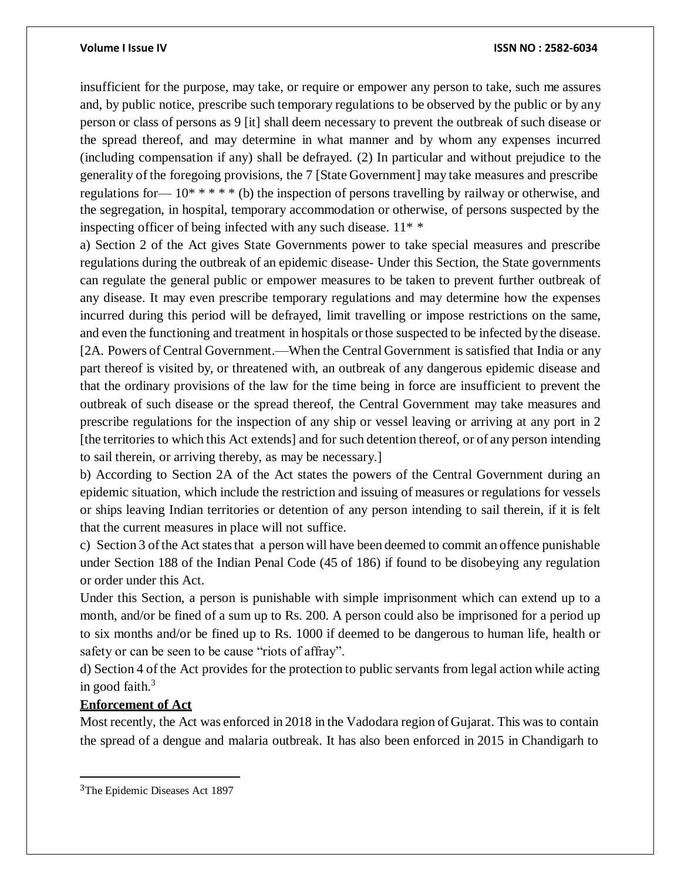insufficient for the purpose, may take, or require or empower any person to take, such me assures and, by public notice, prescribe such temporary regulations to be observed by the public or by any person or class of persons as 9 [it] shall deem necessary to prevent the outbreak of such disease or the spread thereof, and may determine in what manner and by whom any expenses incurred (including compensation if any) shall be defrayed. (2) In particular and without prejudice to the generality of the foregoing provisions, the 7 [State Government] may take measures and prescribe regulations for— 10* * * * * (b) the inspection of persons travelling by railway or otherwise, and the segregation, in hospital, temporary accommodation or otherwise, of persons suspected by the inspecting officer of being infected with any such disease. 11* *

a) Section 2 of the Act gives State Governments power to take special measures and prescribe regulations during the outbreak of an epidemic disease- Under this Section, the State governments can regulate the general public or empower measures to be taken to prevent further outbreak of any disease. It may even prescribe temporary regulations and may determine how the expenses incurred during this period will be defrayed, limit travelling or impose restrictions on the same, and even the functioning and treatment in hospitals or those suspected to be infected by the disease.

[2A. Powers of Central Government.—When the Central Government is satisfied that India or any part thereof is visited by, or threatened with, an outbreak of any dangerous epidemic disease and that the ordinary provisions of the law for the time being in force are insufficient to prevent the outbreak of such disease or the spread thereof, the Central Government may take measures and prescribe regulations for the inspection of any ship or vessel leaving or arriving at any port in 2 [the territories to which this Act extends] and for such detention thereof, or of any person intending to sail therein, or arriving thereby, as may be necessary.]

b) According to Section 2A of the Act states the powers of the Central Government during an epidemic situation, which include the restriction and issuing of measures or regulations for vessels or ships leaving Indian territories or detention of any person intending to sail therein, if it is felt that the current measures in place will not suffice.

c) Section 3 of the Act states that a person will have been deemed to commit an offence punishable under Section 188 of the Indian Penal Code (45 of 186) if found to be disobeying any regulation or order under this Act.

Under this Section, a person is punishable with simple imprisonment which can extend up to a month, and/or be fined of a sum up to Rs. 200. A person could also be imprisoned for a period up to six months and/or be fined up to Rs. 1000 if deemed to be dangerous to human life, health or safety or can be seen to be cause "riots of affray".

d) Section 4 of the Act provides for the protection to public servants from legal action while acting in good faith.[3]

**Enforcement of Act**

Most recently, the Act was enforced in 2018 in the Vadodara region of Gujarat. This was to contain the spread of a dengue and malaria outbreak. It has also been enforced in 2015 in Chandigarh to

[3] The Epidemic Diseases Act 1897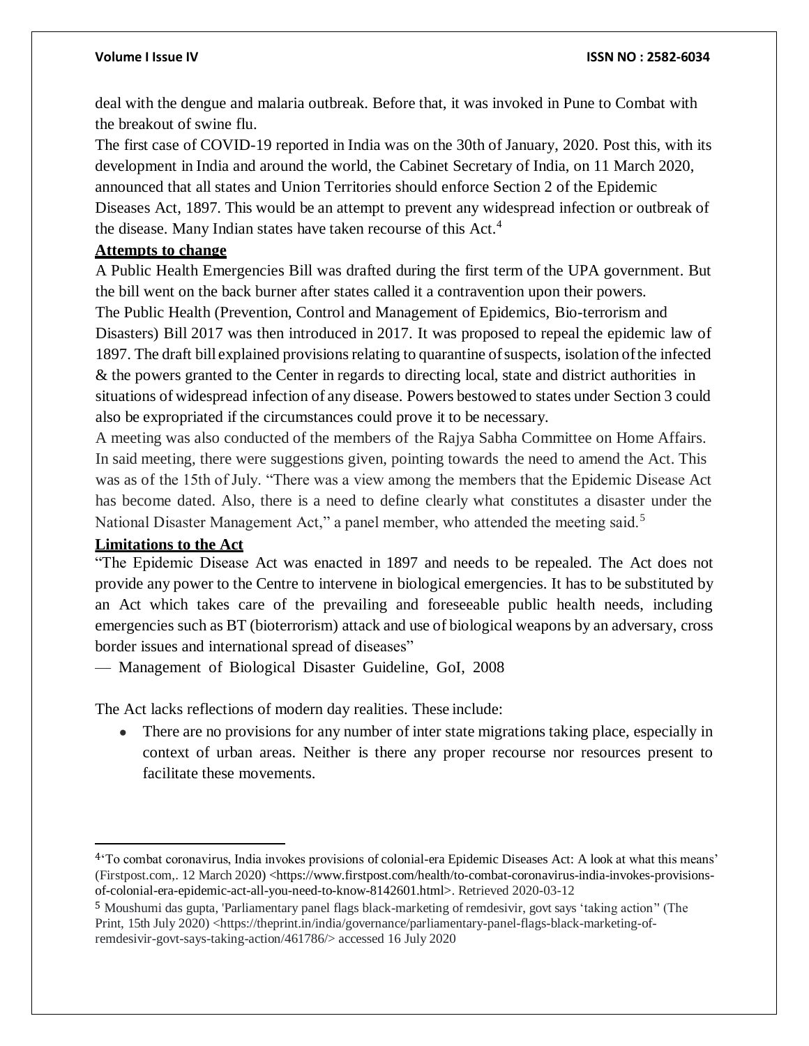deal with the dengue and malaria outbreak. Before that, it was invoked in Pune to Combat with the breakout of swine flu.

The first case of COVID-19 reported in India was on the 30th of January, 2020. Post this, with its development in India and around the world, the Cabinet Secretary of India, on 11 March 2020, announced that all states and Union Territories should enforce Section 2 of the Epidemic Diseases Act, 1897. This would be an attempt to prevent any widespread infection or outbreak of the disease. Many Indian states have taken recourse of this Act.[4]

**Attempts to change**

A Public Health Emergencies Bill was drafted during the first term of the UPA government. But the bill went on the back burner after states called it a contravention upon their powers.

The Public Health (Prevention, Control and Management of Epidemics, Bio-terrorism and Disasters) Bill 2017 was then introduced in 2017. It was proposed to repeal the epidemic law of 1897. The draft bill explained provisions relating to quarantine of suspects, isolation of the infected & the powers granted to the Center in regards to directing local, state and district authorities in situations of widespread infection of any disease. Powers bestowed to states under Section 3 could also be expropriated if the circumstances could prove it to be necessary.

A meeting was also conducted of the members of the Rajya Sabha Committee on Home Affairs. In said meeting, there were suggestions given, pointing towards the need to amend the Act. This was as of the 15th of July. "There was a view among the members that the Epidemic Disease Act has become dated. Also, there is a need to define clearly what constitutes a disaster under the National Disaster Management Act," a panel member, who attended the meeting said.[5]

**Limitations to the Act**

"The Epidemic Disease Act was enacted in 1897 and needs to be repealed. The Act does not provide any power to the Centre to intervene in biological emergencies. It has to be substituted by an Act which takes care of the prevailing and foreseeable public health needs, including emergencies such as BT (bioterrorism) attack and use of biological weapons by an adversary, cross border issues and international spread of diseases"

— Management of Biological Disaster Guideline, GoI, 2008

The Act lacks reflections of modern day realities. These include:

- There are no provisions for any number of inter state migrations taking place, especially in context of urban areas. Neither is there any proper recourse nor resources present to facilitate these movements.

---

[4] 'To combat coronavirus, India invokes provisions of colonial-era Epidemic Diseases Act: A look at what this means' (Firstpost.com,. 12 March 2020) <https://www.firstpost.com/health/to-combat-coronavirus-india-invokes-provisions-of-colonial-era-epidemic-act-all-you-need-to-know-8142601.html>. Retrieved 2020-03-12

[5] Moushumi das gupta, 'Parliamentary panel flags black-marketing of remdesivir, govt says 'taking action'' (The Print, 15th July 2020) <https://theprint.in/india/governance/parliamentary-panel-flags-black-marketing-of-remdesivir-govt-says-taking-action/461786/> accessed 16 July 2020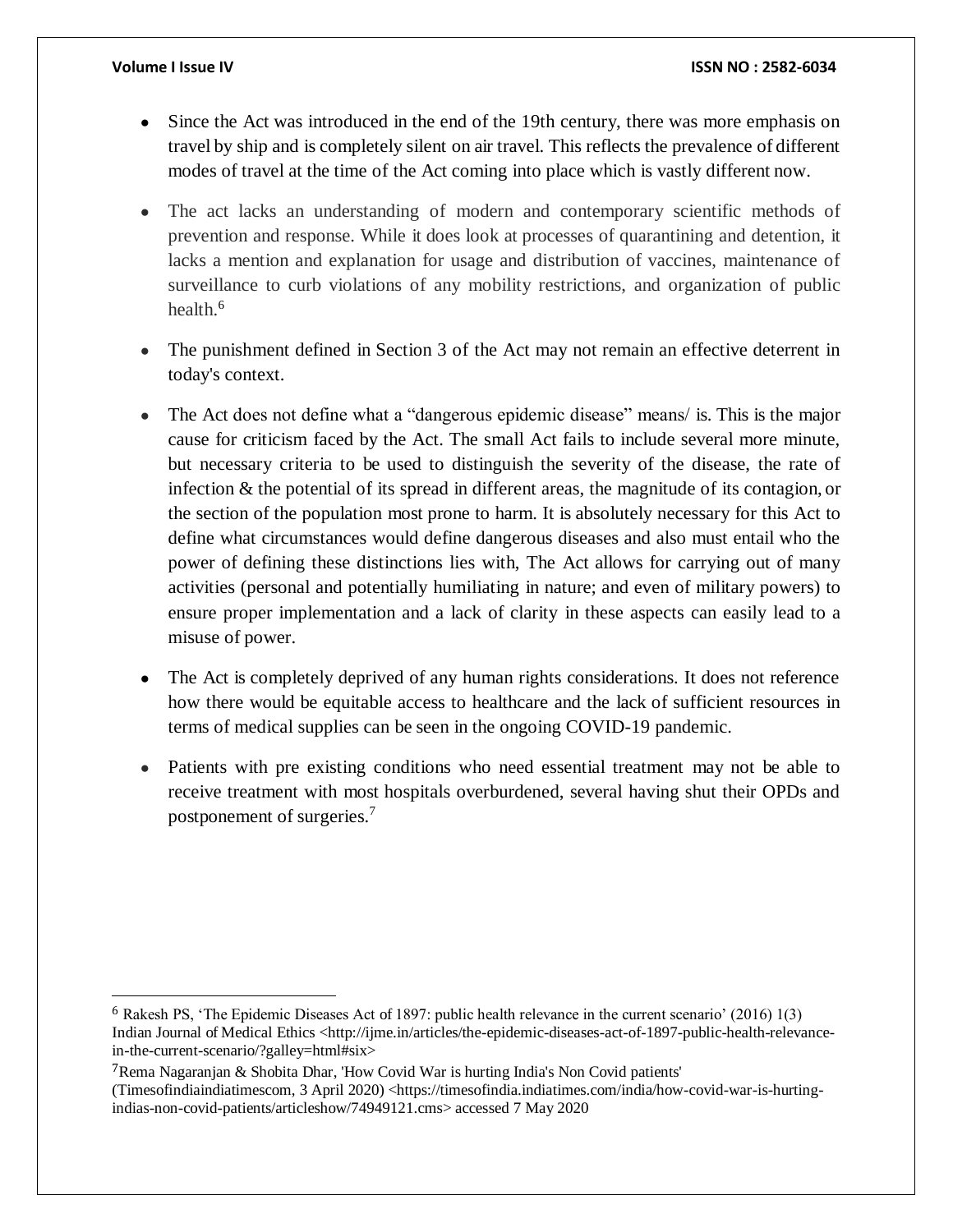- Since the Act was introduced in the end of the 19th century, there was more emphasis on travel by ship and is completely silent on air travel. This reflects the prevalence of different modes of travel at the time of the Act coming into place which is vastly different now.

- The act lacks an understanding of modern and contemporary scientific methods of prevention and response. While it does look at processes of quarantining and detention, it lacks a mention and explanation for usage and distribution of vaccines, maintenance of surveillance to curb violations of any mobility restrictions, and organization of public health.[6]

- The punishment defined in Section 3 of the Act may not remain an effective deterrent in today's context.

- The Act does not define what a "dangerous epidemic disease" means/ is. This is the major cause for criticism faced by the Act. The small Act fails to include several more minute, but necessary criteria to be used to distinguish the severity of the disease, the rate of infection & the potential of its spread in different areas, the magnitude of its contagion, or the section of the population most prone to harm. It is absolutely necessary for this Act to define what circumstances would define dangerous diseases and also must entail who the power of defining these distinctions lies with, The Act allows for carrying out of many activities (personal and potentially humiliating in nature; and even of military powers) to ensure proper implementation and a lack of clarity in these aspects can easily lead to a misuse of power.

- The Act is completely deprived of any human rights considerations. It does not reference how there would be equitable access to healthcare and the lack of sufficient resources in terms of medical supplies can be seen in the ongoing COVID-19 pandemic.

- Patients with pre existing conditions who need essential treatment may not be able to receive treatment with most hospitals overburdened, several having shut their OPDs and postponement of surgeries.[7]

---

[6] Rakesh PS, 'The Epidemic Diseases Act of 1897: public health relevance in the current scenario' (2016) 1(3) Indian Journal of Medical Ethics <http://ijme.in/articles/the-epidemic-diseases-act-of-1897-public-health-relevance-in-the-current-scenario/?galley=html#six>

[7] Rema Nagaranjan & Shobita Dhar, 'How Covid War is hurting India's Non Covid patients' (Timesofindiaindiatimescom, 3 April 2020) <https://timesofindia.indiatimes.com/india/how-covid-war-is-hurting-indias-non-covid-patients/articleshow/74949121.cms> accessed 7 May 2020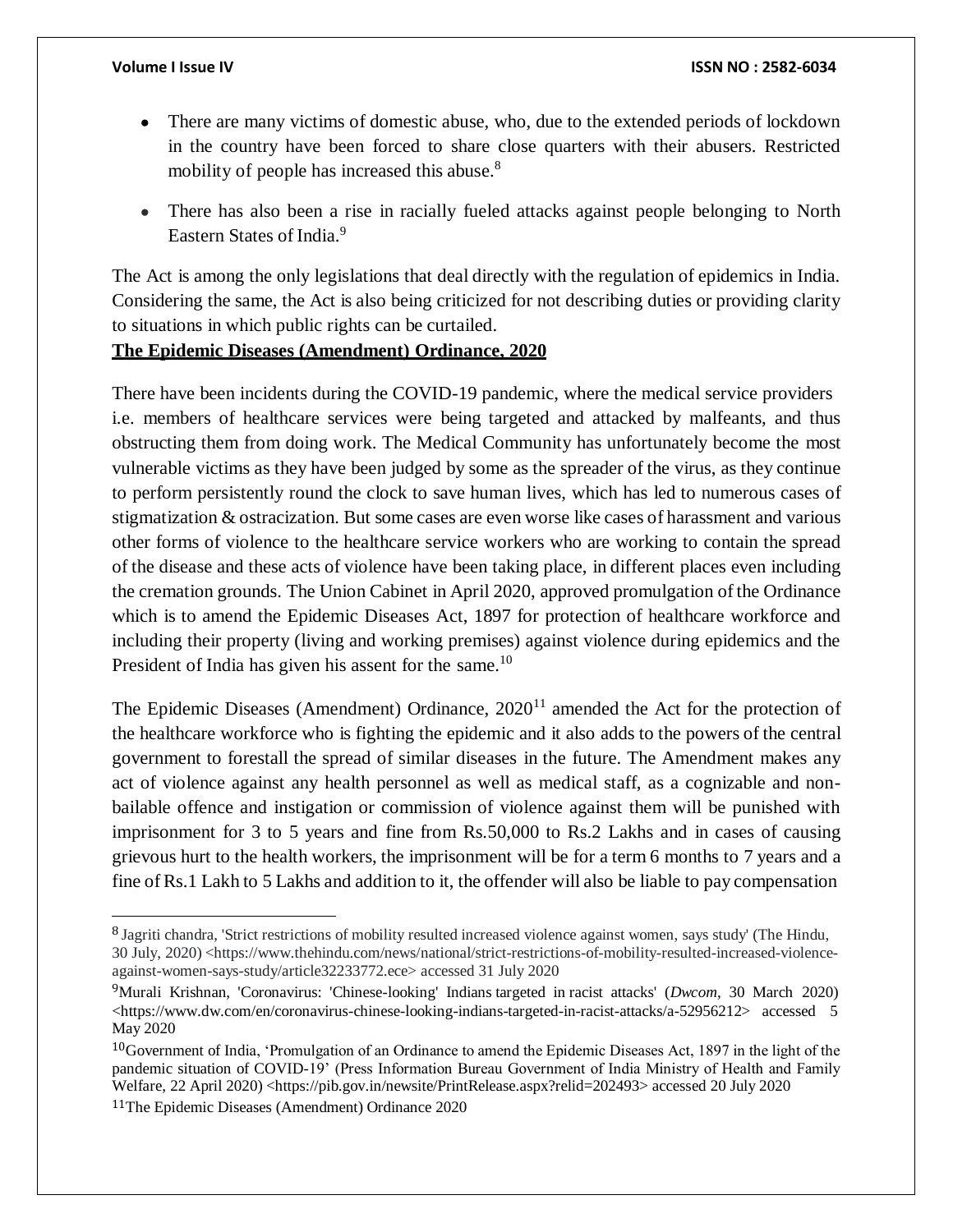- There are many victims of domestic abuse, who, due to the extended periods of lockdown in the country have been forced to share close quarters with their abusers. Restricted mobility of people has increased this abuse.[8]

- There has also been a rise in racially fueled attacks against people belonging to North Eastern States of India.[9]

The Act is among the only legislations that deal directly with the regulation of epidemics in India. Considering the same, the Act is also being criticized for not describing duties or providing clarity to situations in which public rights can be curtailed.

**The Epidemic Diseases (Amendment) Ordinance, 2020**

There have been incidents during the COVID-19 pandemic, where the medical service providers i.e. members of healthcare services were being targeted and attacked by malfeants, and thus obstructing them from doing work. The Medical Community has unfortunately become the most vulnerable victims as they have been judged by some as the spreader of the virus, as they continue to perform persistently round the clock to save human lives, which has led to numerous cases of stigmatization & ostracization. But some cases are even worse like cases of harassment and various other forms of violence to the healthcare service workers who are working to contain the spread of the disease and these acts of violence have been taking place, in different places even including the cremation grounds. The Union Cabinet in April 2020, approved promulgation of the Ordinance which is to amend the Epidemic Diseases Act, 1897 for protection of healthcare workforce and including their property (living and working premises) against violence during epidemics and the President of India has given his assent for the same.[10]

The Epidemic Diseases (Amendment) Ordinance, 2020[11] amended the Act for the protection of the healthcare workforce who is fighting the epidemic and it also adds to the powers of the central government to forestall the spread of similar diseases in the future. The Amendment makes any act of violence against any health personnel as well as medical staff, as a cognizable and non-bailable offence and instigation or commission of violence against them will be punished with imprisonment for 3 to 5 years and fine from Rs.50,000 to Rs.2 Lakhs and in cases of causing grievous hurt to the health workers, the imprisonment will be for a term 6 months to 7 years and a fine of Rs.1 Lakh to 5 Lakhs and addition to it, the offender will also be liable to pay compensation

---

[8] Jagriti chandra, 'Strict restrictions of mobility resulted increased violence against women, says study' (The Hindu, 30 July, 2020) <https://www.thehindu.com/news/national/strict-restrictions-of-mobility-resulted-increased-violence-against-women-says-study/article32233772.ece> accessed 31 July 2020

[9] Murali Krishnan, 'Coronavirus: 'Chinese-looking' Indians targeted in racist attacks' (*Dwcom*, 30 March 2020) <https://www.dw.com/en/coronavirus-chinese-looking-indians-targeted-in-racist-attacks/a-52956212> accessed 5 May 2020

[10] Government of India, 'Promulgation of an Ordinance to amend the Epidemic Diseases Act, 1897 in the light of the pandemic situation of COVID-19' (Press Information Bureau Government of India Ministry of Health and Family Welfare, 22 April 2020) <https://pib.gov.in/newsite/PrintRelease.aspx?relid=202493> accessed 20 July 2020

[11] The Epidemic Diseases (Amendment) Ordinance 2020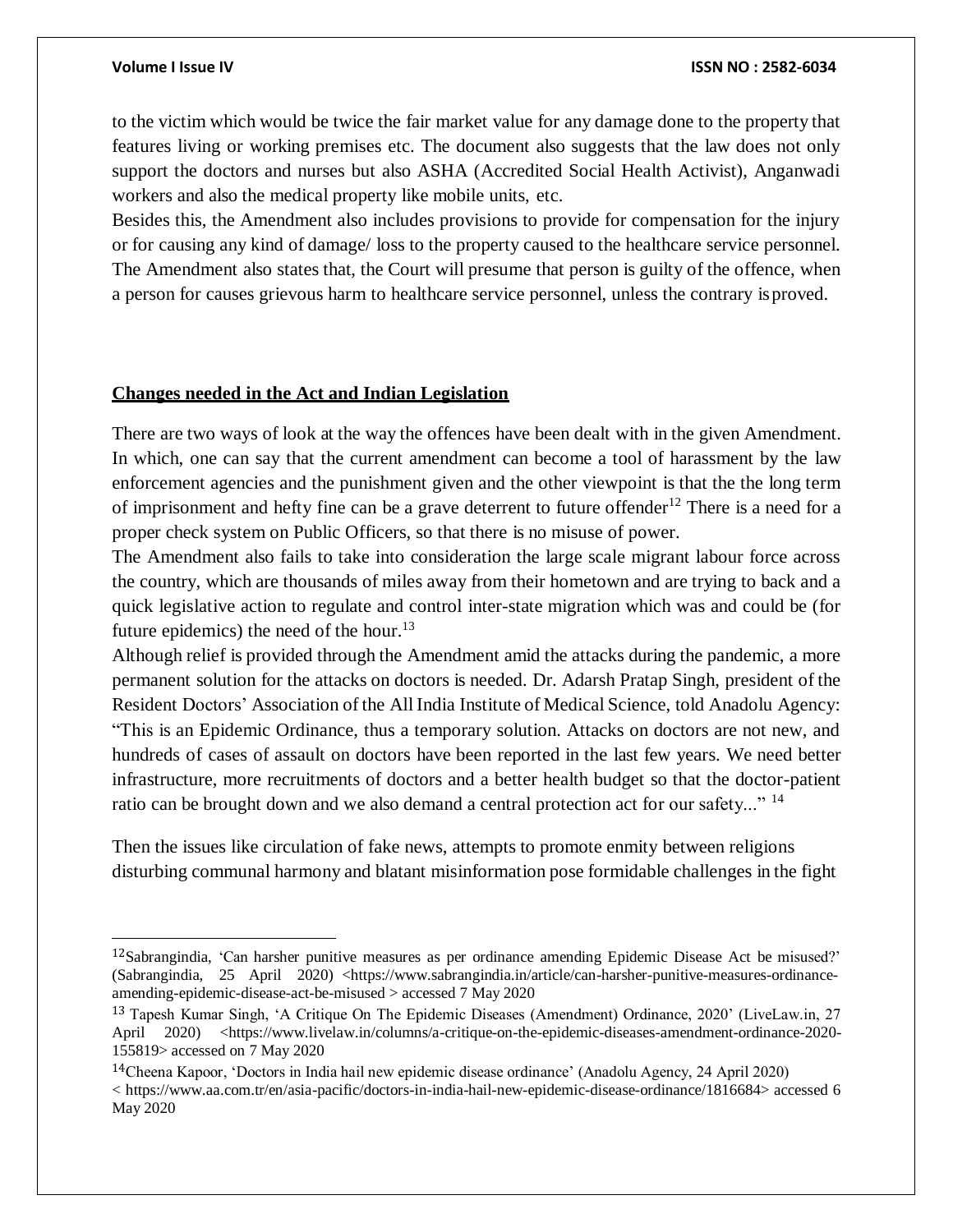to the victim which would be twice the fair market value for any damage done to the property that features living or working premises etc. The document also suggests that the law does not only support the doctors and nurses but also ASHA (Accredited Social Health Activist), Anganwadi workers and also the medical property like mobile units, etc.

Besides this, the Amendment also includes provisions to provide for compensation for the injury or for causing any kind of damage/ loss to the property caused to the healthcare service personnel. The Amendment also states that, the Court will presume that person is guilty of the offence, when a person for causes grievous harm to healthcare service personnel, unless the contrary is proved.

## Changes needed in the Act and Indian Legislation

There are two ways of look at the way the offences have been dealt with in the given Amendment. In which, one can say that the current amendment can become a tool of harassment by the law enforcement agencies and the punishment given and the other viewpoint is that the the long term of imprisonment and hefty fine can be a grave deterrent to future offender[12] There is a need for a proper check system on Public Officers, so that there is no misuse of power.

The Amendment also fails to take into consideration the large scale migrant labour force across the country, which are thousands of miles away from their hometown and are trying to back and a quick legislative action to regulate and control inter-state migration which was and could be (for future epidemics) the need of the hour.[13]

Although relief is provided through the Amendment amid the attacks during the pandemic, a more permanent solution for the attacks on doctors is needed. Dr. Adarsh Pratap Singh, president of the Resident Doctors' Association of the All India Institute of Medical Science, told Anadolu Agency: "This is an Epidemic Ordinance, thus a temporary solution. Attacks on doctors are not new, and hundreds of cases of assault on doctors have been reported in the last few years. We need better infrastructure, more recruitments of doctors and a better health budget so that the doctor-patient ratio can be brought down and we also demand a central protection act for our safety..." [14]

Then the issues like circulation of fake news, attempts to promote enmity between religions disturbing communal harmony and blatant misinformation pose formidable challenges in the fight

---

[12] Sabrangindia, 'Can harsher punitive measures as per ordinance amending Epidemic Disease Act be misused?' (Sabrangindia, 25 April 2020) <https://www.sabrangindia.in/article/can-harsher-punitive-measures-ordinance-amending-epidemic-disease-act-be-misused > accessed 7 May 2020

[13] Tapesh Kumar Singh, 'A Critique On The Epidemic Diseases (Amendment) Ordinance, 2020' (LiveLaw.in, 27 April 2020) <https://www.livelaw.in/columns/a-critique-on-the-epidemic-diseases-amendment-ordinance-2020-155819> accessed on 7 May 2020

[14] Cheena Kapoor, 'Doctors in India hail new epidemic disease ordinance' (Anadolu Agency, 24 April 2020) < https://www.aa.com.tr/en/asia-pacific/doctors-in-india-hail-new-epidemic-disease-ordinance/1816684> accessed 6 May 2020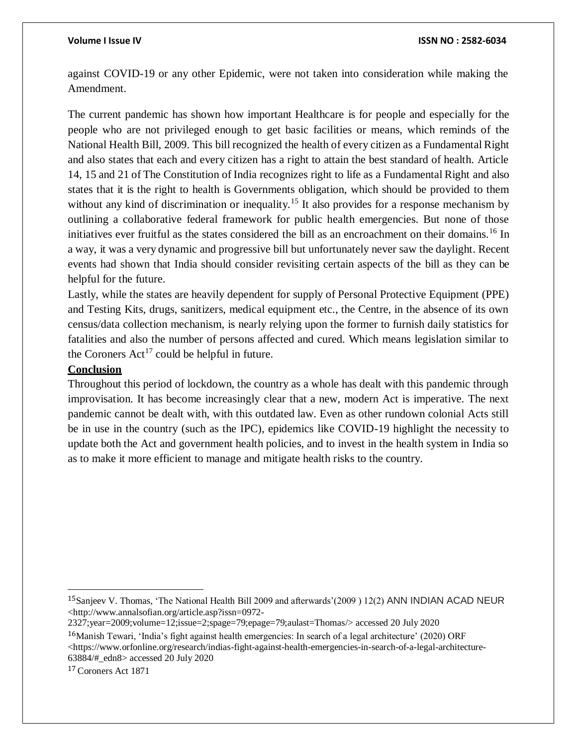against COVID-19 or any other Epidemic, were not taken into consideration while making the Amendment.

The current pandemic has shown how important Healthcare is for people and especially for the people who are not privileged enough to get basic facilities or means, which reminds of the National Health Bill, 2009. This bill recognized the health of every citizen as a Fundamental Right and also states that each and every citizen has a right to attain the best standard of health. Article 14, 15 and 21 of The Constitution of India recognizes right to life as a Fundamental Right and also states that it is the right to health is Governments obligation, which should be provided to them without any kind of discrimination or inequality.[15] It also provides for a response mechanism by outlining a collaborative federal framework for public health emergencies. But none of those initiatives ever fruitful as the states considered the bill as an encroachment on their domains.[16] In a way, it was a very dynamic and progressive bill but unfortunately never saw the daylight. Recent events had shown that India should consider revisiting certain aspects of the bill as they can be helpful for the future.

Lastly, while the states are heavily dependent for supply of Personal Protective Equipment (PPE) and Testing Kits, drugs, sanitizers, medical equipment etc., the Centre, in the absence of its own census/data collection mechanism, is nearly relying upon the former to furnish daily statistics for fatalities and also the number of persons affected and cured. Which means legislation similar to the Coroners Act[17] could be helpful in future.

**Conclusion**

Throughout this period of lockdown, the country as a whole has dealt with this pandemic through improvisation. It has become increasingly clear that a new, modern Act is imperative. The next pandemic cannot be dealt with, with this outdated law. Even as other rundown colonial Acts still be in use in the country (such as the IPC), epidemics like COVID-19 highlight the necessity to update both the Act and government health policies, and to invest in the health system in India so as to make it more efficient to manage and mitigate health risks to the country.

---

[15] Sanjeev V. Thomas, 'The National Health Bill 2009 and afterwards'(2009 ) 12(2) ANN INDIAN ACAD NEUR <http://www.annalsofian.org/article.asp?issn=0972-2327;year=2009;volume=12;issue=2;spage=79;epage=79;aulast=Thomas/> accessed 20 July 2020

[16] Manish Tewari, 'India's fight against health emergencies: In search of a legal architecture' (2020) ORF <https://www.orfonline.org/research/indias-fight-against-health-emergencies-in-search-of-a-legal-architecture-63884/#_edn8> accessed 20 July 2020

[17] Coroners Act 1871